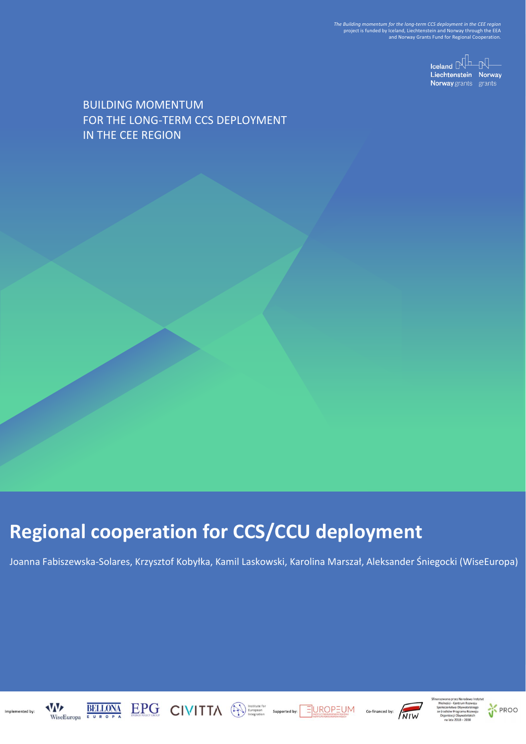*The Building momentum for the long-term CCS deployment in the CEE region project is funded by Iceland, Liechtenstein and Norway through the EEA and Norway Grants Fund for Regional Cooperation.*

Iceland Liechtenstein Norway grants Norway grants

BUILDING MOMENTUM
FOR THE LONG-TERM CCS DEPLOYMENT
IN THE CEE REGION

# Regional cooperation for CCS/CCU deployment

Joanna Fabiszewska-Solares, Krzysztof Kobyłka, Kamil Laskowski, Karolina Marszał, Aleksander Śniegocki (WiseEuropa)

Implemented by: WiseEuropa, BELLONA EUROPA, EPG ENERGY POLICY GROUP, CIVITTA, Institute for European Integration

Supported by: EUROPEUM INSTITUT PRO EVROPSKOU POLITIKU / INSTITUTE FOR EUROPEAN POLICY

Co-financed by: NIW

Sfinansowano przez Narodowy Instytut Wolności - Centrum Rozwoju Społeczeństwa Obywatelskiego ze środków Programu Rozwoju Organizacji Obywatelskich na lata 2018 – 2030

PROO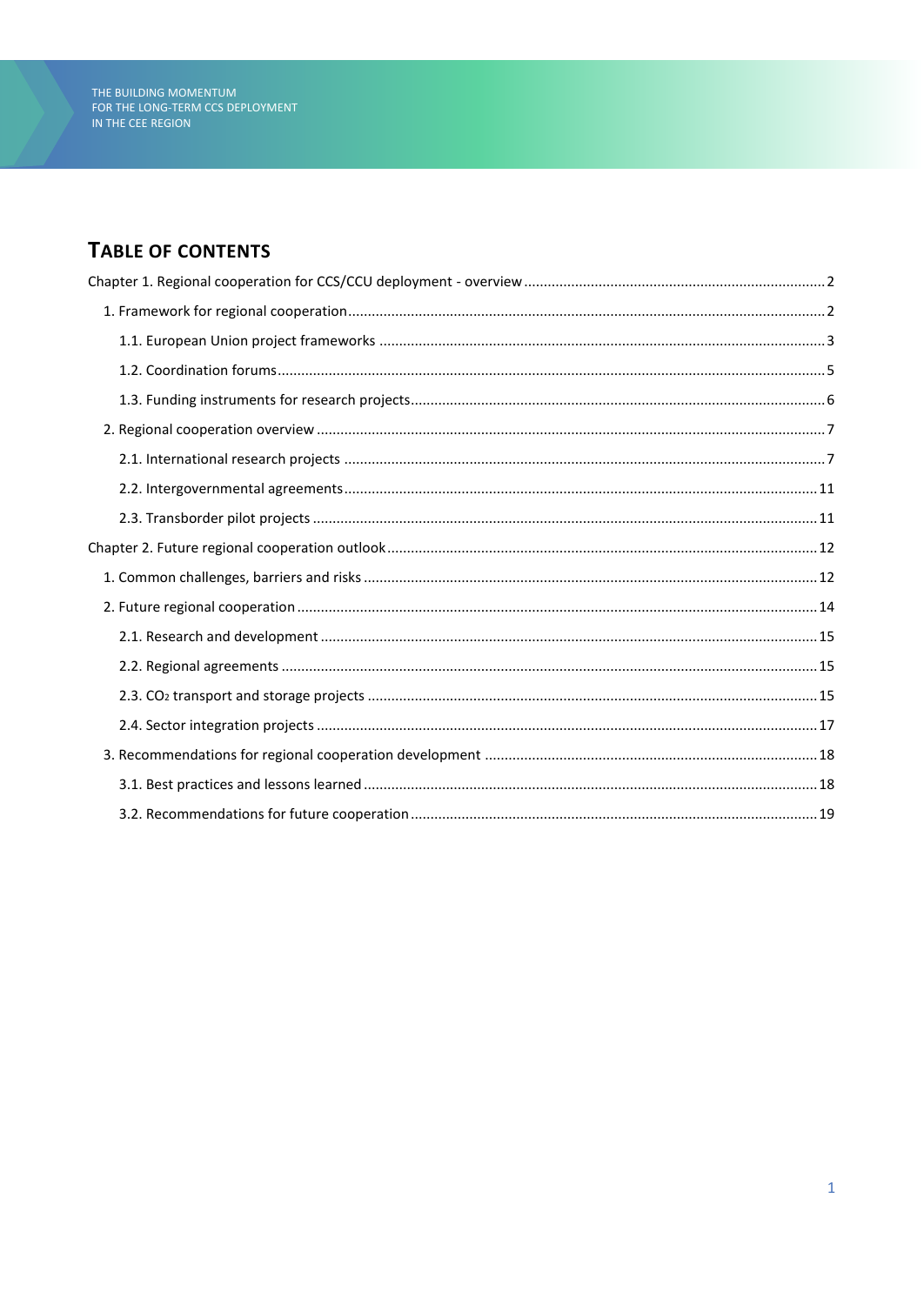## TABLE OF CONTENTS

Chapter 1. Regional cooperation for CCS/CCU deployment - overview ..... 2

1. Framework for regional cooperation ..... 2

   1.1. European Union project frameworks ..... 3

   1.2. Coordination forums ..... 5

   1.3. Funding instruments for research projects ..... 6

2. Regional cooperation overview ..... 7

   2.1. International research projects ..... 7

   2.2. Intergovernmental agreements ..... 11

   2.3. Transborder pilot projects ..... 11

Chapter 2. Future regional cooperation outlook ..... 12

1. Common challenges, barriers and risks ..... 12

2. Future regional cooperation ..... 14

   2.1. Research and development ..... 15

   2.2. Regional agreements ..... 15

   2.3. $CO_2$ transport and storage projects ..... 15

   2.4. Sector integration projects ..... 17

3. Recommendations for regional cooperation development ..... 18

   3.1. Best practices and lessons learned ..... 18

   3.2. Recommendations for future cooperation ..... 19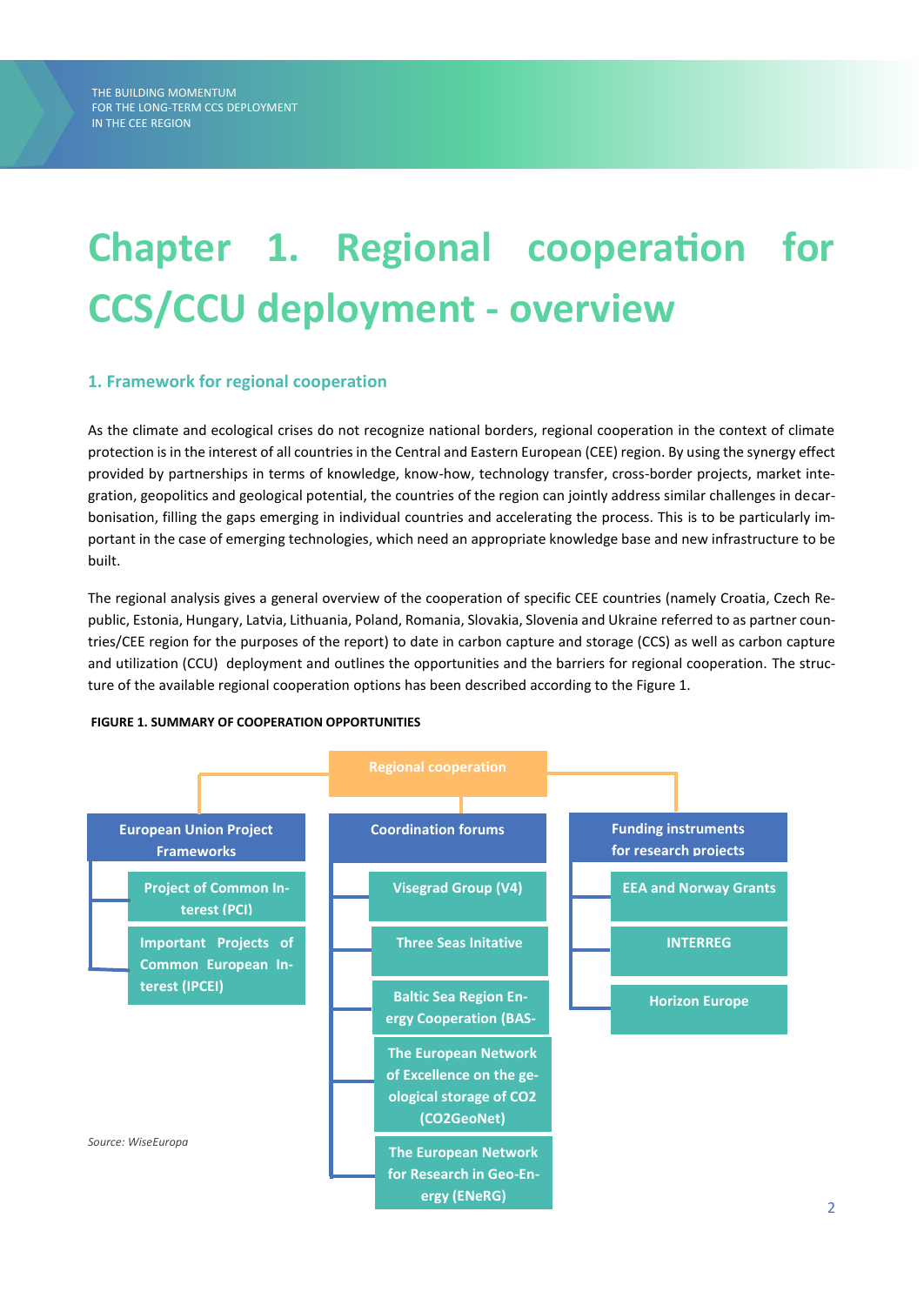# Chapter 1. Regional cooperation for CCS/CCU deployment - overview

## 1. Framework for regional cooperation

As the climate and ecological crises do not recognize national borders, regional cooperation in the context of climate protection is in the interest of all countries in the Central and Eastern European (CEE) region. By using the synergy effect provided by partnerships in terms of knowledge, know-how, technology transfer, cross-border projects, market integration, geopolitics and geological potential, the countries of the region can jointly address similar challenges in decarbonisation, filling the gaps emerging in individual countries and accelerating the process. This is to be particularly important in the case of emerging technologies, which need an appropriate knowledge base and new infrastructure to be built.

The regional analysis gives a general overview of the cooperation of specific CEE countries (namely Croatia, Czech Republic, Estonia, Hungary, Latvia, Lithuania, Poland, Romania, Slovakia, Slovenia and Ukraine referred to as partner countries/CEE region for the purposes of the report) to date in carbon capture and storage (CCS) as well as carbon capture and utilization (CCU) deployment and outlines the opportunities and the barriers for regional cooperation. The structure of the available regional cooperation options has been described according to the Figure 1.

**FIGURE 1. SUMMARY OF COOPERATION OPPORTUNITIES**

- **Regional cooperation**
  - **European Union Project Frameworks**
    - Project of Common Interest (PCI)
    - Important Projects of Common European Interest (IPCEI)
  - **Coordination forums**
    - Visegrad Group (V4)
    - Three Seas Initative
    - Baltic Sea Region Energy Cooperation (BAS-
    - The European Network of Excellence on the geological storage of CO2 (CO2GeoNet)
    - The European Network for Research in Geo-Energy (ENeRG)
  - **Funding instruments for research projects**
    - EEA and Norway Grants
    - INTERREG
    - Horizon Europe

*Source: WiseEuropa*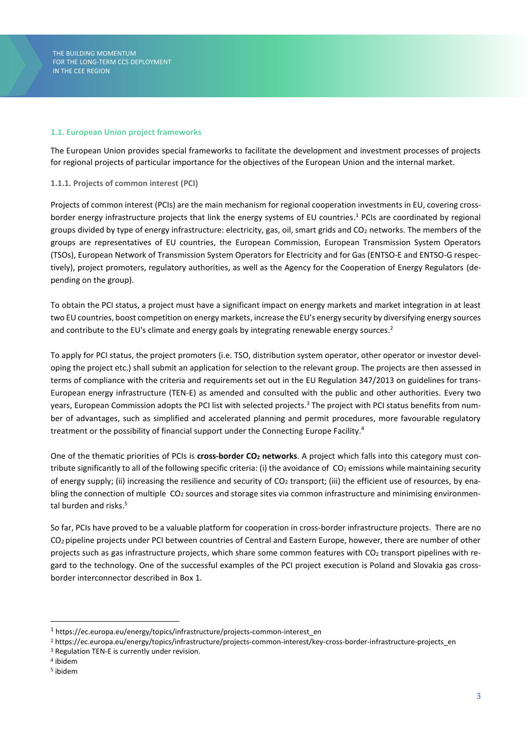### 1.1. European Union project frameworks

The European Union provides special frameworks to facilitate the development and investment processes of projects for regional projects of particular importance for the objectives of the European Union and the internal market.

#### 1.1.1. Projects of common interest (PCI)

Projects of common interest (PCIs) are the main mechanism for regional cooperation investments in EU, covering cross-border energy infrastructure projects that link the energy systems of EU countries.[1] PCIs are coordinated by regional groups divided by type of energy infrastructure: electricity, gas, oil, smart grids and $CO_2$ networks. The members of the groups are representatives of EU countries, the European Commission, European Transmission System Operators (TSOs), European Network of Transmission System Operators for Electricity and for Gas (ENTSO-E and ENTSO-G respectively), project promoters, regulatory authorities, as well as the Agency for the Cooperation of Energy Regulators (depending on the group).

To obtain the PCI status, a project must have a significant impact on energy markets and market integration in at least two EU countries, boost competition on energy markets, increase the EU's energy security by diversifying energy sources and contribute to the EU's climate and energy goals by integrating renewable energy sources.[2]

To apply for PCI status, the project promoters (i.e. TSO, distribution system operator, other operator or investor developing the project etc.) shall submit an application for selection to the relevant group. The projects are then assessed in terms of compliance with the criteria and requirements set out in the EU Regulation 347/2013 on guidelines for trans-European energy infrastructure (TEN-E) as amended and consulted with the public and other authorities. Every two years, European Commission adopts the PCI list with selected projects.[3] The project with PCI status benefits from number of advantages, such as simplified and accelerated planning and permit procedures, more favourable regulatory treatment or the possibility of financial support under the Connecting Europe Facility.[4]

One of the thematic priorities of PCIs is **cross-border $CO_2$ networks**. A project which falls into this category must contribute significantly to all of the following specific criteria: (i) the avoidance of $CO_2$ emissions while maintaining security of energy supply; (ii) increasing the resilience and security of $CO_2$ transport; (iii) the efficient use of resources, by enabling the connection of multiple $CO_2$ sources and storage sites via common infrastructure and minimising environmental burden and risks.[5]

So far, PCIs have proved to be a valuable platform for cooperation in cross-border infrastructure projects. There are no $CO_2$ pipeline projects under PCI between countries of Central and Eastern Europe, however, there are number of other projects such as gas infrastructure projects, which share some common features with $CO_2$ transport pipelines with regard to the technology. One of the successful examples of the PCI project execution is Poland and Slovakia gas cross-border interconnector described in Box 1.

---

[1] https://ec.europa.eu/energy/topics/infrastructure/projects-common-interest_en

[2] https://ec.europa.eu/energy/topics/infrastructure/projects-common-interest/key-cross-border-infrastructure-projects_en

[3] Regulation TEN-E is currently under revision.

[4] ibidem

[5] ibidem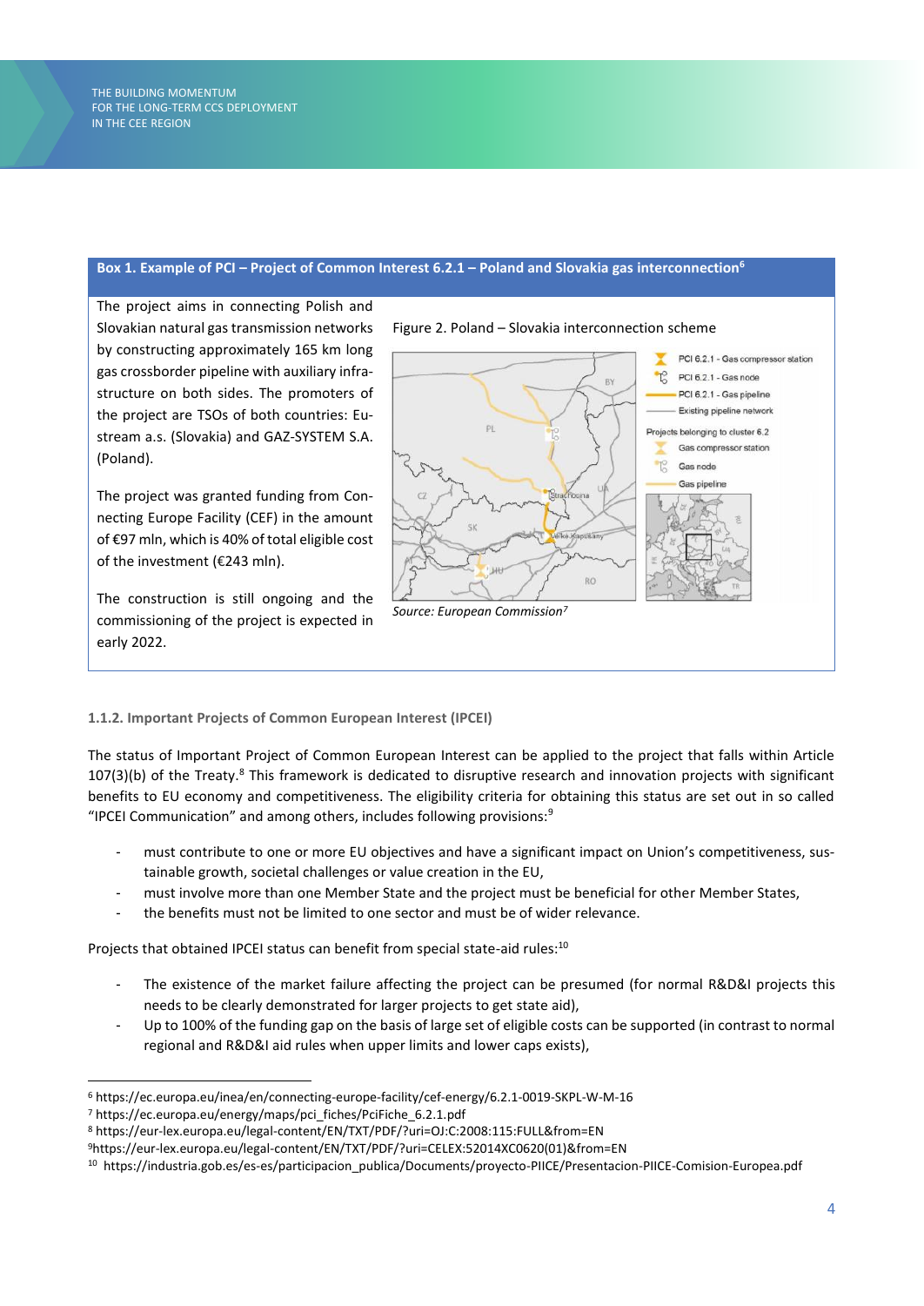**Box 1. Example of PCI – Project of Common Interest 6.2.1 – Poland and Slovakia gas interconnection**[6]

The project aims in connecting Polish and Slovakian natural gas transmission networks by constructing approximately 165 km long gas crossborder pipeline with auxiliary infrastructure on both sides. The promoters of the project are TSOs of both countries: Eustream a.s. (Slovakia) and GAZ-SYSTEM S.A. (Poland).

The project was granted funding from Connecting Europe Facility (CEF) in the amount of €97 mln, which is 40% of total eligible cost of the investment (€243 mln).

The construction is still ongoing and the commissioning of the project is expected in early 2022.

Figure 2. Poland – Slovakia interconnection scheme

*Source: European Commission*[7]

### 1.1.2. Important Projects of Common European Interest (IPCEI)

The status of Important Project of Common European Interest can be applied to the project that falls within Article 107(3)(b) of the Treaty.[8] This framework is dedicated to disruptive research and innovation projects with significant benefits to EU economy and competitiveness. The eligibility criteria for obtaining this status are set out in so called "IPCEI Communication" and among others, includes following provisions:[9]

- must contribute to one or more EU objectives and have a significant impact on Union's competitiveness, sustainable growth, societal challenges or value creation in the EU,
- must involve more than one Member State and the project must be beneficial for other Member States,
- the benefits must not be limited to one sector and must be of wider relevance.

Projects that obtained IPCEI status can benefit from special state-aid rules:[10]

- The existence of the market failure affecting the project can be presumed (for normal R&D&I projects this needs to be clearly demonstrated for larger projects to get state aid),
- Up to 100% of the funding gap on the basis of large set of eligible costs can be supported (in contrast to normal regional and R&D&I aid rules when upper limits and lower caps exists),

---

[6] https://ec.europa.eu/inea/en/connecting-europe-facility/cef-energy/6.2.1-0019-SKPL-W-M-16

[7] https://ec.europa.eu/energy/maps/pci_fiches/PciFiche_6.2.1.pdf

[8] https://eur-lex.europa.eu/legal-content/EN/TXT/PDF/?uri=OJ:C:2008:115:FULL&from=EN

[9] https://eur-lex.europa.eu/legal-content/EN/TXT/PDF/?uri=CELEX:52014XC0620(01)&from=EN

[10] https://industria.gob.es/es-es/participacion_publica/Documents/proyecto-PIICE/Presentacion-PIICE-Comision-Europea.pdf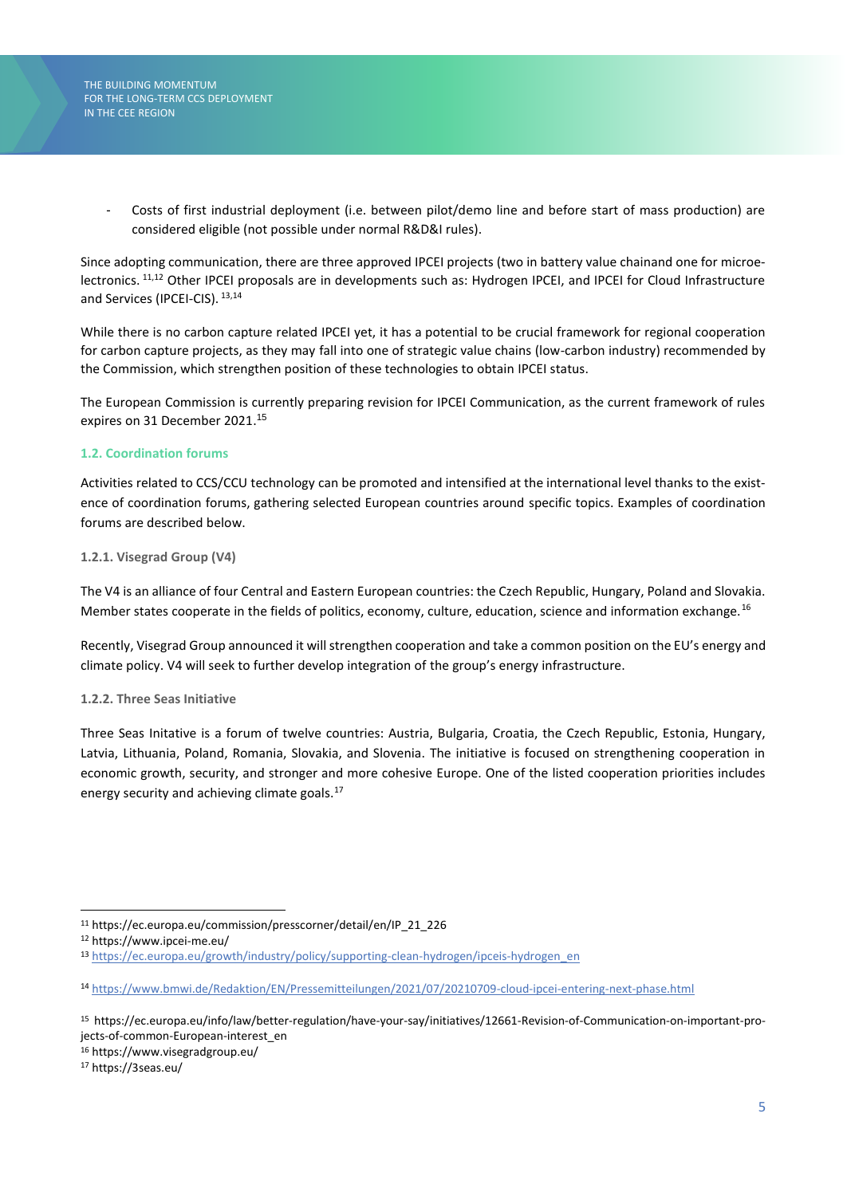- Costs of first industrial deployment (i.e. between pilot/demo line and before start of mass production) are considered eligible (not possible under normal R&D&I rules).

Since adopting communication, there are three approved IPCEI projects (two in battery value chainand one for microelectronics. [11,12] Other IPCEI proposals are in developments such as: Hydrogen IPCEI, and IPCEI for Cloud Infrastructure and Services (IPCEI-CIS). [13,14]

While there is no carbon capture related IPCEI yet, it has a potential to be crucial framework for regional cooperation for carbon capture projects, as they may fall into one of strategic value chains (low-carbon industry) recommended by the Commission, which strengthen position of these technologies to obtain IPCEI status.

The European Commission is currently preparing revision for IPCEI Communication, as the current framework of rules expires on 31 December 2021.[15]

### 1.2. Coordination forums

Activities related to CCS/CCU technology can be promoted and intensified at the international level thanks to the existence of coordination forums, gathering selected European countries around specific topics. Examples of coordination forums are described below.

#### 1.2.1. Visegrad Group (V4)

The V4 is an alliance of four Central and Eastern European countries: the Czech Republic, Hungary, Poland and Slovakia. Member states cooperate in the fields of politics, economy, culture, education, science and information exchange.[16]

Recently, Visegrad Group announced it will strengthen cooperation and take a common position on the EU's energy and climate policy. V4 will seek to further develop integration of the group's energy infrastructure.

#### 1.2.2. Three Seas Initiative

Three Seas Initative is a forum of twelve countries: Austria, Bulgaria, Croatia, the Czech Republic, Estonia, Hungary, Latvia, Lithuania, Poland, Romania, Slovakia, and Slovenia. The initiative is focused on strengthening cooperation in economic growth, security, and stronger and more cohesive Europe. One of the listed cooperation priorities includes energy security and achieving climate goals.[17]

---

[11] https://ec.europa.eu/commission/presscorner/detail/en/IP_21_226

[12] https://www.ipcei-me.eu/

[13] https://ec.europa.eu/growth/industry/policy/supporting-clean-hydrogen/ipceis-hydrogen_en

[14] https://www.bmwi.de/Redaktion/EN/Pressemitteilungen/2021/07/20210709-cloud-ipcei-entering-next-phase.html

[15] https://ec.europa.eu/info/law/better-regulation/have-your-say/initiatives/12661-Revision-of-Communication-on-important-projects-of-common-European-interest_en

[16] https://www.visegradgroup.eu/

[17] https://3seas.eu/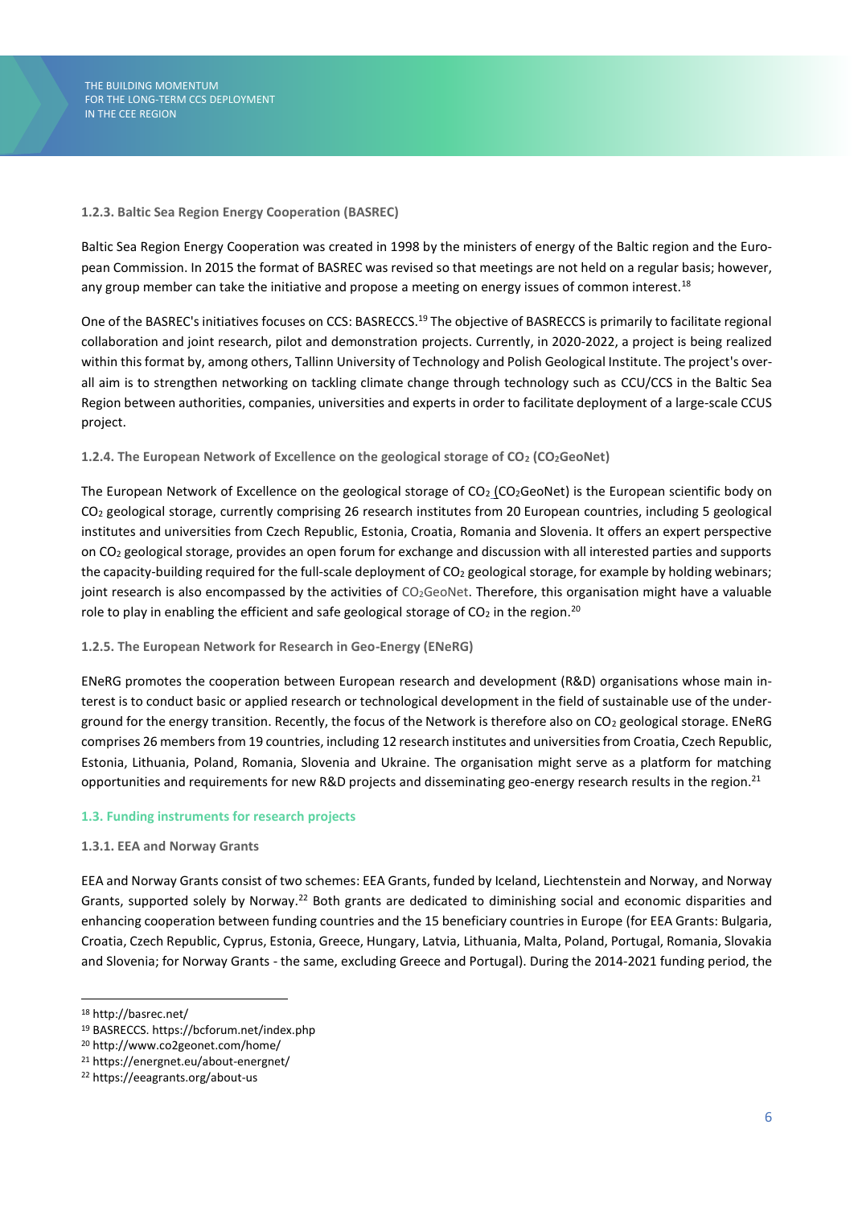#### 1.2.3. Baltic Sea Region Energy Cooperation (BASREC)

Baltic Sea Region Energy Cooperation was created in 1998 by the ministers of energy of the Baltic region and the European Commission. In 2015 the format of BASREC was revised so that meetings are not held on a regular basis; however, any group member can take the initiative and propose a meeting on energy issues of common interest.[18]

One of the BASREC's initiatives focuses on CCS: BASRECCS.[19] The objective of BASRECCS is primarily to facilitate regional collaboration and joint research, pilot and demonstration projects. Currently, in 2020-2022, a project is being realized within this format by, among others, Tallinn University of Technology and Polish Geological Institute. The project's overall aim is to strengthen networking on tackling climate change through technology such as CCU/CCS in the Baltic Sea Region between authorities, companies, universities and experts in order to facilitate deployment of a large-scale CCUS project.

#### 1.2.4. The European Network of Excellence on the geological storage of $CO_2$ ($CO_2$GeoNet)

The European Network of Excellence on the geological storage of $CO_2$ ($CO_2$GeoNet) is the European scientific body on $CO_2$ geological storage, currently comprising 26 research institutes from 20 European countries, including 5 geological institutes and universities from Czech Republic, Estonia, Croatia, Romania and Slovenia. It offers an expert perspective on $CO_2$ geological storage, provides an open forum for exchange and discussion with all interested parties and supports the capacity-building required for the full-scale deployment of $CO_2$ geological storage, for example by holding webinars; joint research is also encompassed by the activities of $CO_2$GeoNet. Therefore, this organisation might have a valuable role to play in enabling the efficient and safe geological storage of $CO_2$ in the region.[20]

#### 1.2.5. The European Network for Research in Geo-Energy (ENeRG)

ENeRG promotes the cooperation between European research and development (R&D) organisations whose main interest is to conduct basic or applied research or technological development in the field of sustainable use of the underground for the energy transition. Recently, the focus of the Network is therefore also on $CO_2$ geological storage. ENeRG comprises 26 members from 19 countries, including 12 research institutes and universities from Croatia, Czech Republic, Estonia, Lithuania, Poland, Romania, Slovenia and Ukraine. The organisation might serve as a platform for matching opportunities and requirements for new R&D projects and disseminating geo-energy research results in the region.[21]

### 1.3. Funding instruments for research projects

#### 1.3.1. EEA and Norway Grants

EEA and Norway Grants consist of two schemes: EEA Grants, funded by Iceland, Liechtenstein and Norway, and Norway Grants, supported solely by Norway.[22] Both grants are dedicated to diminishing social and economic disparities and enhancing cooperation between funding countries and the 15 beneficiary countries in Europe (for EEA Grants: Bulgaria, Croatia, Czech Republic, Cyprus, Estonia, Greece, Hungary, Latvia, Lithuania, Malta, Poland, Portugal, Romania, Slovakia and Slovenia; for Norway Grants - the same, excluding Greece and Portugal). During the 2014-2021 funding period, the

---

[18] http://basrec.net/

[19] BASRECCS. https://bcforum.net/index.php

[20] http://www.co2geonet.com/home/

[21] https://energnet.eu/about-energnet/

[22] https://eeagrants.org/about-us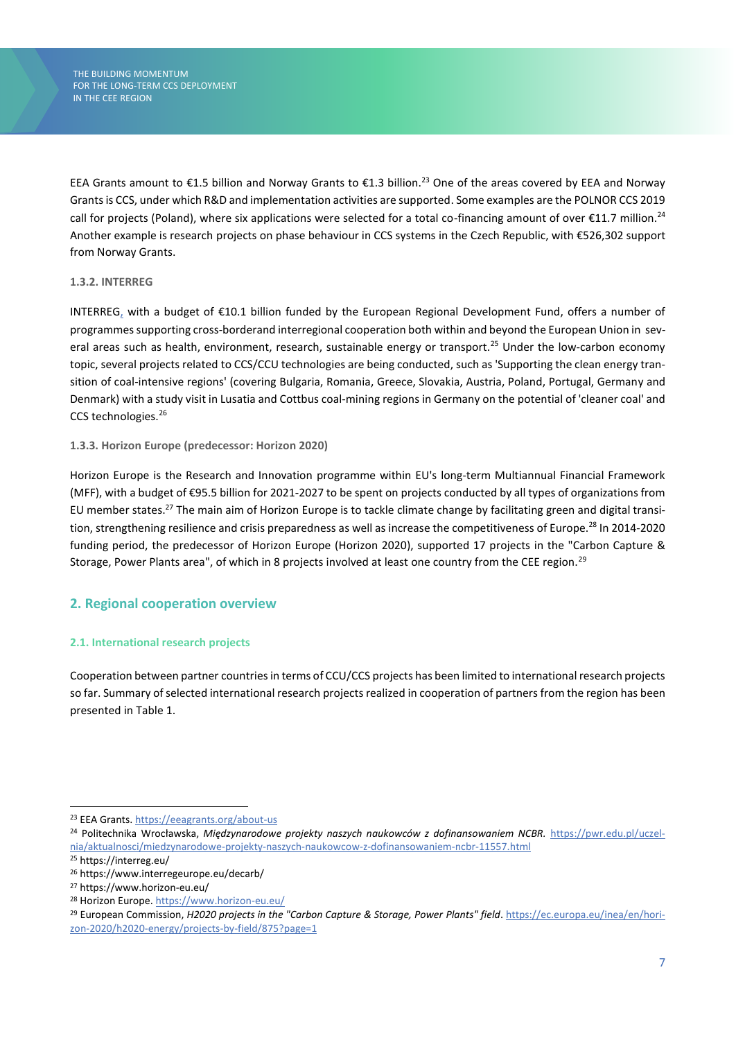EEA Grants amount to €1.5 billion and Norway Grants to €1.3 billion.[23] One of the areas covered by EEA and Norway Grants is CCS, under which R&D and implementation activities are supported. Some examples are the POLNOR CCS 2019 call for projects (Poland), where six applications were selected for a total co-financing amount of over €11.7 million.[24] Another example is research projects on phase behaviour in CCS systems in the Czech Republic, with €526,302 support from Norway Grants.

#### 1.3.2. INTERREG

INTERREG, with a budget of €10.1 billion funded by the European Regional Development Fund, offers a number of programmes supporting cross-borderand interregional cooperation both within and beyond the European Union in several areas such as health, environment, research, sustainable energy or transport.[25] Under the low-carbon economy topic, several projects related to CCS/CCU technologies are being conducted, such as 'Supporting the clean energy transition of coal-intensive regions' (covering Bulgaria, Romania, Greece, Slovakia, Austria, Poland, Portugal, Germany and Denmark) with a study visit in Lusatia and Cottbus coal-mining regions in Germany on the potential of 'cleaner coal' and CCS technologies.[26]

#### 1.3.3. Horizon Europe (predecessor: Horizon 2020)

Horizon Europe is the Research and Innovation programme within EU's long-term Multiannual Financial Framework (MFF), with a budget of €95.5 billion for 2021-2027 to be spent on projects conducted by all types of organizations from EU member states.[27] The main aim of Horizon Europe is to tackle climate change by facilitating green and digital transition, strengthening resilience and crisis preparedness as well as increase the competitiveness of Europe.[28] In 2014-2020 funding period, the predecessor of Horizon Europe (Horizon 2020), supported 17 projects in the "Carbon Capture & Storage, Power Plants area", of which in 8 projects involved at least one country from the CEE region.[29]

## 2. Regional cooperation overview

### 2.1. International research projects

Cooperation between partner countries in terms of CCU/CCS projects has been limited to international research projects so far. Summary of selected international research projects realized in cooperation of partners from the region has been presented in Table 1.

---

[23] EEA Grants. https://eeagrants.org/about-us

[24] Politechnika Wrocławska, *Międzynarodowe projekty naszych naukowców z dofinansowaniem NCBR.* https://pwr.edu.pl/uczelnia/aktualnosci/miedzynarodowe-projekty-naszych-naukowcow-z-dofinansowaniem-ncbr-11557.html

[25] https://interreg.eu/

[26] https://www.interregeurope.eu/decarb/

[27] https://www.horizon-eu.eu/

[28] Horizon Europe. https://www.horizon-eu.eu/

[29] European Commission, *H2020 projects in the "Carbon Capture & Storage, Power Plants" field*. https://ec.europa.eu/inea/en/horizon-2020/h2020-energy/projects-by-field/875?page=1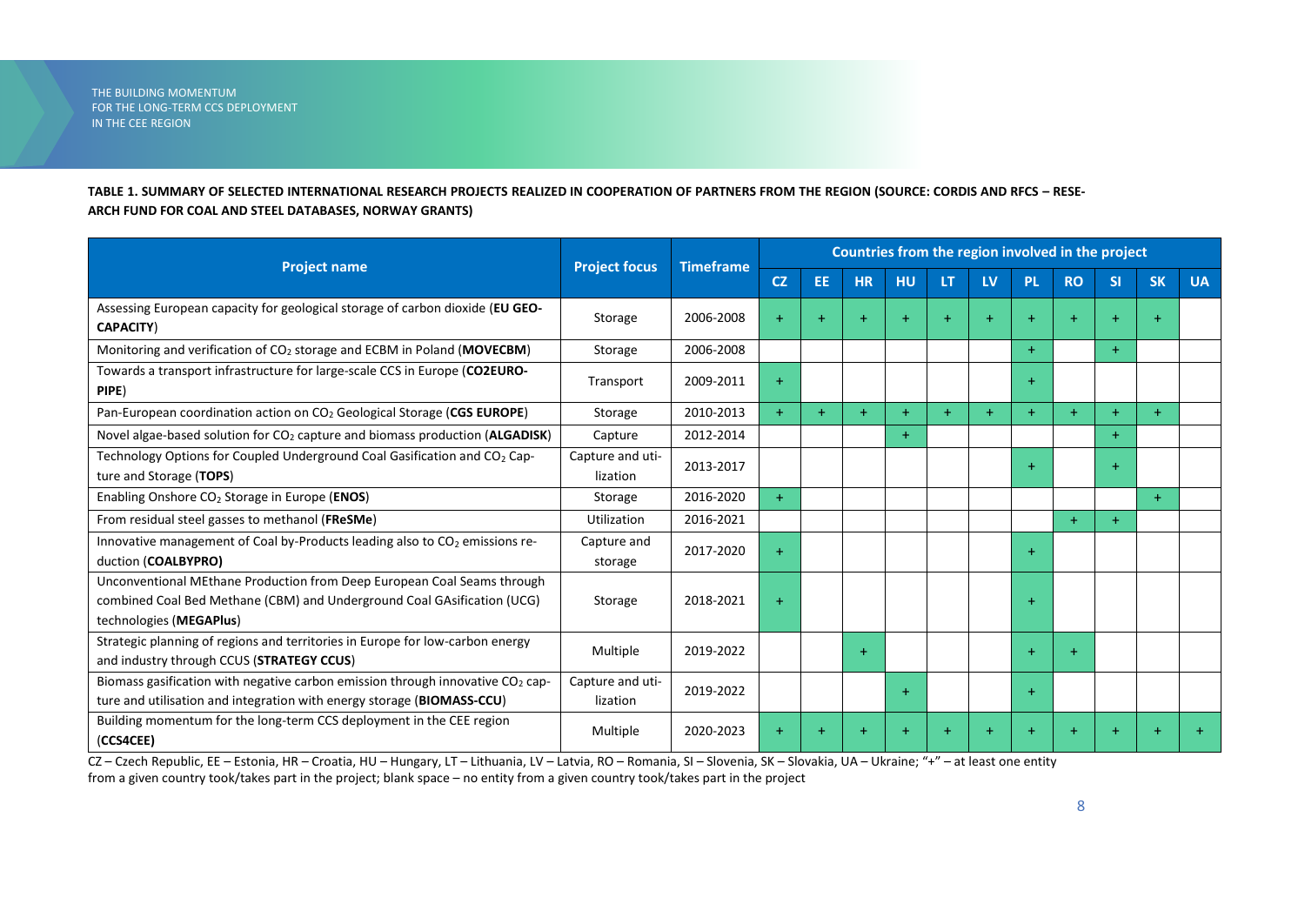**TABLE 1. SUMMARY OF SELECTED INTERNATIONAL RESEARCH PROJECTS REALIZED IN COOPERATION OF PARTNERS FROM THE REGION (SOURCE: CORDIS AND RFCS – RESEARCH FUND FOR COAL AND STEEL DATABASES, NORWAY GRANTS)**

| Project name | Project focus | Timeframe | Countries from the region involved in the project | | | | | | | | | | |
|---|---|---|---|---|---|---|---|---|---|---|---|---|---|
| | | | CZ | EE | HR | HU | LT | LV | PL | RO | SI | SK | UA |
| Assessing European capacity for geological storage of carbon dioxide (**EU GEO-CAPACITY**) | Storage | 2006-2008 | + | + | + | + | + | + | + | + | + | + | |
| Monitoring and verification of $CO_2$ storage and ECBM in Poland (**MOVECBM**) | Storage | 2006-2008 | | | | | | | + | | + | | |
| Towards a transport infrastructure for large-scale CCS in Europe (**CO2EURO-PIPE**) | Transport | 2009-2011 | + | | | | | | + | | | | |
| Pan-European coordination action on $CO_2$ Geological Storage (**CGS EUROPE**) | Storage | 2010-2013 | + | + | + | + | + | + | + | + | + | + | |
| Novel algae-based solution for $CO_2$ capture and biomass production (**ALGADISK**) | Capture | 2012-2014 | | | | + | | | | | + | | |
| Technology Options for Coupled Underground Coal Gasification and $CO_2$ Capture and Storage (**TOPS**) | Capture and utilization | 2013-2017 | | | | | | | + | | + | | |
| Enabling Onshore $CO_2$ Storage in Europe (**ENOS**) | Storage | 2016-2020 | + | | | | | | | | | + | |
| From residual steel gasses to methanol (**FReSMe**) | Utilization | 2016-2021 | | | | | | | | + | + | | |
| Innovative management of Coal by-Products leading also to $CO_2$ emissions reduction (**COALBYPRO)** | Capture and storage | 2017-2020 | + | | | | | | + | | | | |
| Unconventional MEthane Production from Deep European Coal Seams through combined Coal Bed Methane (CBM) and Underground Coal GAsification (UCG) technologies (**MEGAPlus**) | Storage | 2018-2021 | + | | | | | | + | | | | |
| Strategic planning of regions and territories in Europe for low-carbon energy and industry through CCUS (**STRATEGY CCUS**) | Multiple | 2019-2022 | | | + | | | | + | + | | | |
| Biomass gasification with negative carbon emission through innovative $CO_2$ capture and utilisation and integration with energy storage (**BIOMASS-CCU**) | Capture and utilization | 2019-2022 | | | | + | | | + | | | | |
| Building momentum for the long-term CCS deployment in the CEE region (**CCS4CEE**) | Multiple | 2020-2023 | + | + | + | + | + | + | + | + | + | + | + |

CZ – Czech Republic, EE – Estonia, HR – Croatia, HU – Hungary, LT – Lithuania, LV – Latvia, RO – Romania, SI – Slovenia, SK – Slovakia, UA – Ukraine; "+" – at least one entity from a given country took/takes part in the project; blank space – no entity from a given country took/takes part in the project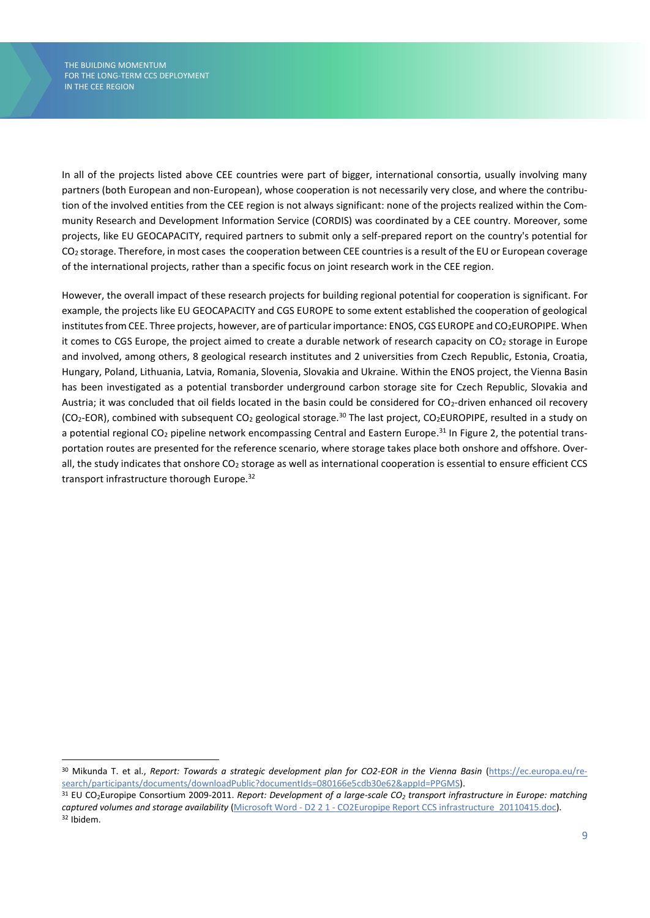In all of the projects listed above CEE countries were part of bigger, international consortia, usually involving many partners (both European and non-European), whose cooperation is not necessarily very close, and where the contribution of the involved entities from the CEE region is not always significant: none of the projects realized within the Community Research and Development Information Service (CORDIS) was coordinated by a CEE country. Moreover, some projects, like EU GEOCAPACITY, required partners to submit only a self-prepared report on the country's potential for $CO_2$ storage. Therefore, in most cases the cooperation between CEE countries is a result of the EU or European coverage of the international projects, rather than a specific focus on joint research work in the CEE region.

However, the overall impact of these research projects for building regional potential for cooperation is significant. For example, the projects like EU GEOCAPACITY and CGS EUROPE to some extent established the cooperation of geological institutes from CEE. Three projects, however, are of particular importance: ENOS, CGS EUROPE and $CO_2$EUROPIPE. When it comes to CGS Europe, the project aimed to create a durable network of research capacity on $CO_2$ storage in Europe and involved, among others, 8 geological research institutes and 2 universities from Czech Republic, Estonia, Croatia, Hungary, Poland, Lithuania, Latvia, Romania, Slovenia, Slovakia and Ukraine. Within the ENOS project, the Vienna Basin has been investigated as a potential transborder underground carbon storage site for Czech Republic, Slovakia and Austria; it was concluded that oil fields located in the basin could be considered for $CO_2$-driven enhanced oil recovery ($CO_2$-EOR), combined with subsequent $CO_2$ geological storage.[30] The last project, $CO_2$EUROPIPE, resulted in a study on a potential regional $CO_2$ pipeline network encompassing Central and Eastern Europe.[31] In Figure 2, the potential transportation routes are presented for the reference scenario, where storage takes place both onshore and offshore. Overall, the study indicates that onshore $CO_2$ storage as well as international cooperation is essential to ensure efficient CCS transport infrastructure thorough Europe.[32]

---

[30] Mikunda T. et al., *Report: Towards a strategic development plan for CO2-EOR in the Vienna Basin* (https://ec.europa.eu/research/participants/documents/downloadPublic?documentIds=080166e5cdb30e62&appId=PPGMS).

[31] EU $CO_2$Europipe Consortium 2009-2011. *Report: Development of a large-scale $CO_2$ transport infrastructure in Europe: matching captured volumes and storage availability* (Microsoft Word - D2 2 1 - CO2Europipe Report CCS infrastructure_20110415.doc).

[32] Ibidem.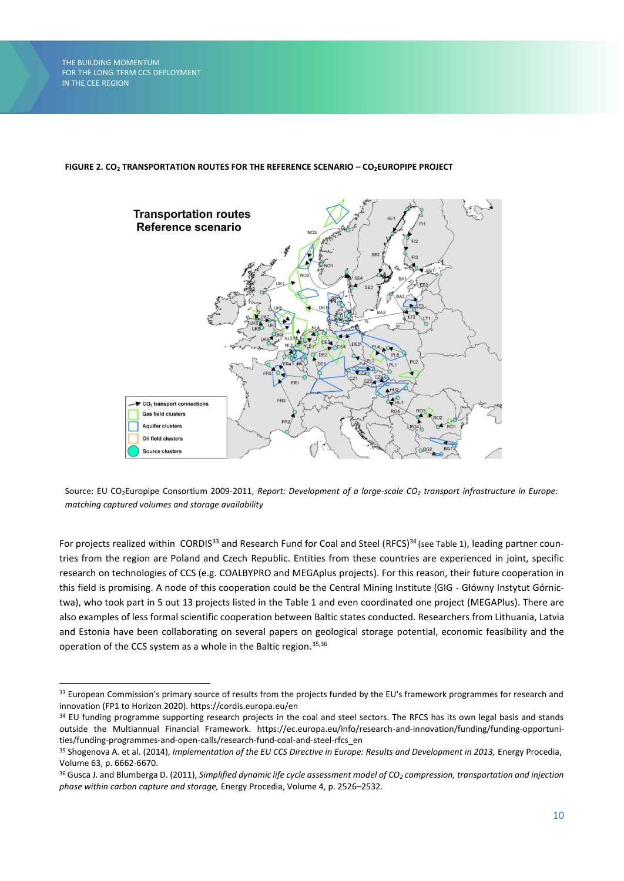**FIGURE 2. $CO_2$ TRANSPORTATION ROUTES FOR THE REFERENCE SCENARIO – $CO_2$EUROPIPE PROJECT**

Source: EU $CO_2$Europipe Consortium 2009-2011, *Report: Development of a large-scale $CO_2$ transport infrastructure in Europe: matching captured volumes and storage availability*

For projects realized within CORDIS[33] and Research Fund for Coal and Steel (RFCS)[34] (see Table 1), leading partner countries from the region are Poland and Czech Republic. Entities from these countries are experienced in joint, specific research on technologies of CCS (e.g. COALBYPRO and MEGAplus projects). For this reason, their future cooperation in this field is promising. A node of this cooperation could be the Central Mining Institute (GIG - Główny Instytut Górnictwa), who took part in 5 out 13 projects listed in the Table 1 and even coordinated one project (MEGAPlus). There are also examples of less formal scientific cooperation between Baltic states conducted. Researchers from Lithuania, Latvia and Estonia have been collaborating on several papers on geological storage potential, economic feasibility and the operation of the CCS system as a whole in the Baltic region.[35,36]

---

[33] European Commission's primary source of results from the projects funded by the EU's framework programmes for research and innovation (FP1 to Horizon 2020). https://cordis.europa.eu/en

[34] EU funding programme supporting research projects in the coal and steel sectors. The RFCS has its own legal basis and stands outside the Multiannual Financial Framework. https://ec.europa.eu/info/research-and-innovation/funding/funding-opportunities/funding-programmes-and-open-calls/research-fund-coal-and-steel-rfcs_en

[35] Shogenova A. et al. (2014), *Implementation of the EU CCS Directive in Europe: Results and Development in 2013,* Energy Procedia, Volume 63, p. 6662-6670.

[36] Gusca J. and Blumberga D. (2011), *Simplified dynamic life cycle assessment model of $CO_2$ compression, transportation and injection phase within carbon capture and storage,* Energy Procedia, Volume 4, p. 2526–2532.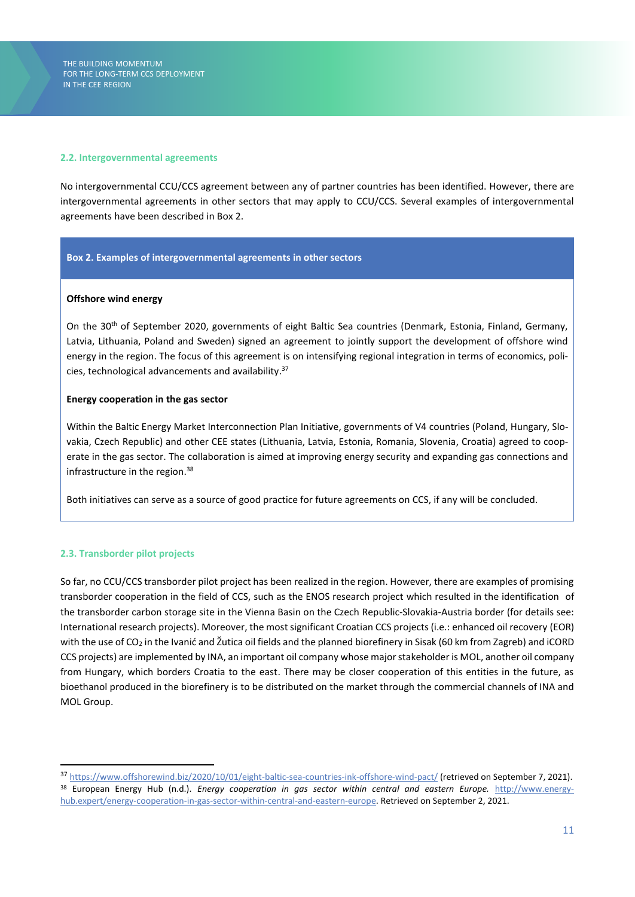### 2.2. Intergovernmental agreements

No intergovernmental CCU/CCS agreement between any of partner countries has been identified. However, there are intergovernmental agreements in other sectors that may apply to CCU/CCS. Several examples of intergovernmental agreements have been described in Box 2.

> **Box 2. Examples of intergovernmental agreements in other sectors**
>
> **Offshore wind energy**
>
> On the 30th of September 2020, governments of eight Baltic Sea countries (Denmark, Estonia, Finland, Germany, Latvia, Lithuania, Poland and Sweden) signed an agreement to jointly support the development of offshore wind energy in the region. The focus of this agreement is on intensifying regional integration in terms of economics, policies, technological advancements and availability.[37]
>
> **Energy cooperation in the gas sector**
>
> Within the Baltic Energy Market Interconnection Plan Initiative, governments of V4 countries (Poland, Hungary, Slovakia, Czech Republic) and other CEE states (Lithuania, Latvia, Estonia, Romania, Slovenia, Croatia) agreed to cooperate in the gas sector. The collaboration is aimed at improving energy security and expanding gas connections and infrastructure in the region.[38]
>
> Both initiatives can serve as a source of good practice for future agreements on CCS, if any will be concluded.

### 2.3. Transborder pilot projects

So far, no CCU/CCS transborder pilot project has been realized in the region. However, there are examples of promising transborder cooperation in the field of CCS, such as the ENOS research project which resulted in the identification of the transborder carbon storage site in the Vienna Basin on the Czech Republic-Slovakia-Austria border (for details see: International research projects). Moreover, the most significant Croatian CCS projects (i.e.: enhanced oil recovery (EOR) with the use of $CO_2$ in the Ivanić and Žutica oil fields and the planned biorefinery in Sisak (60 km from Zagreb) and iCORD CCS projects) are implemented by INA, an important oil company whose major stakeholder is MOL, another oil company from Hungary, which borders Croatia to the east. There may be closer cooperation of this entities in the future, as bioethanol produced in the biorefinery is to be distributed on the market through the commercial channels of INA and MOL Group.

---

[37] https://www.offshorewind.biz/2020/10/01/eight-baltic-sea-countries-ink-offshore-wind-pact/ (retrieved on September 7, 2021).

[38] European Energy Hub (n.d.). *Energy cooperation in gas sector within central and eastern Europe.* http://www.energy-hub.expert/energy-cooperation-in-gas-sector-within-central-and-eastern-europe. Retrieved on September 2, 2021.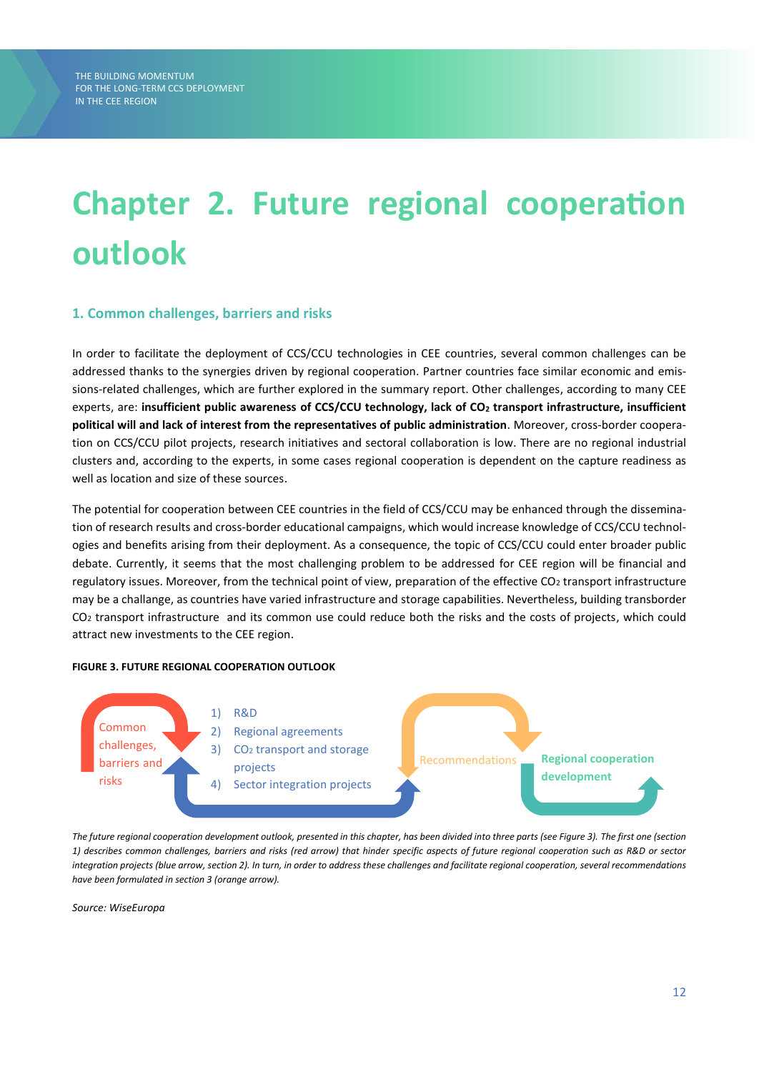# Chapter 2. Future regional cooperation outlook

## 1. Common challenges, barriers and risks

In order to facilitate the deployment of CCS/CCU technologies in CEE countries, several common challenges can be addressed thanks to the synergies driven by regional cooperation. Partner countries face similar economic and emissions-related challenges, which are further explored in the summary report. Other challenges, according to many CEE experts, are: **insufficient public awareness of CCS/CCU technology, lack of $CO_2$ transport infrastructure, insufficient political will and lack of interest from the representatives of public administration**. Moreover, cross-border cooperation on CCS/CCU pilot projects, research initiatives and sectoral collaboration is low. There are no regional industrial clusters and, according to the experts, in some cases regional cooperation is dependent on the capture readiness as well as location and size of these sources.

The potential for cooperation between CEE countries in the field of CCS/CCU may be enhanced through the dissemination of research results and cross-border educational campaigns, which would increase knowledge of CCS/CCU technologies and benefits arising from their deployment. As a consequence, the topic of CCS/CCU could enter broader public debate. Currently, it seems that the most challenging problem to be addressed for CEE region will be financial and regulatory issues. Moreover, from the technical point of view, preparation of the effective $CO_2$ transport infrastructure may be a challange, as countries have varied infrastructure and storage capabilities. Nevertheless, building transborder $CO_2$ transport infrastructure and its common use could reduce both the risks and the costs of projects, which could attract new investments to the CEE region.

**FIGURE 3. FUTURE REGIONAL COOPERATION OUTLOOK**

Common challenges, barriers and risks

1) R&D
2) Regional agreements
3) $CO_2$ transport and storage projects
4) Sector integration projects

Recommendations

Regional cooperation development

*The future regional cooperation development outlook, presented in this chapter, has been divided into three parts (see Figure 3). The first one (section 1) describes common challenges, barriers and risks (red arrow) that hinder specific aspects of future regional cooperation such as R&D or sector integration projects (blue arrow, section 2). In turn, in order to address these challenges and facilitate regional cooperation, several recommendations have been formulated in section 3 (orange arrow).*

*Source: WiseEuropa*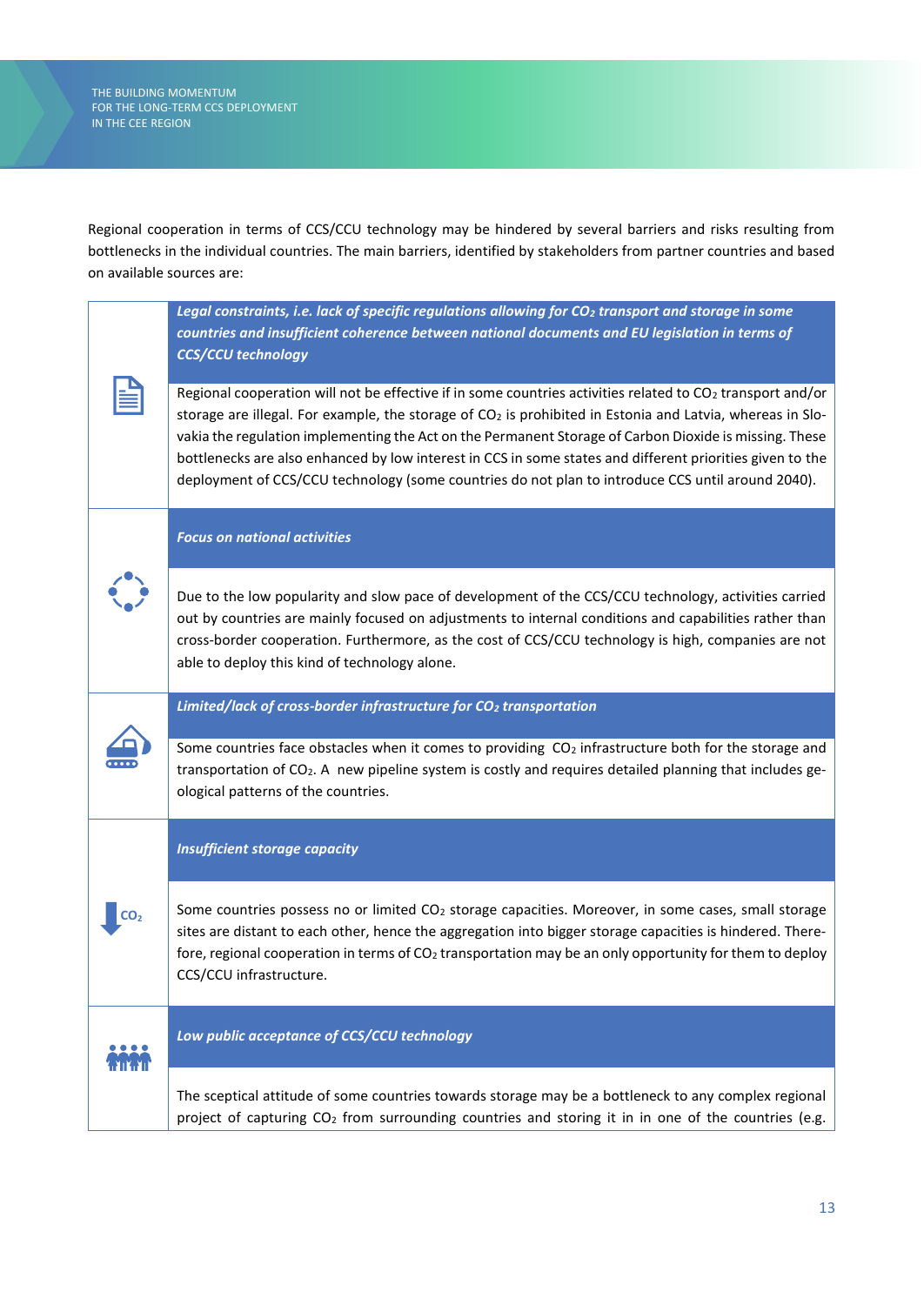Regional cooperation in terms of CCS/CCU technology may be hindered by several barriers and risks resulting from bottlenecks in the individual countries. The main barriers, identified by stakeholders from partner countries and based on available sources are:

***Legal constraints, i.e. lack of specific regulations allowing for $CO_2$ transport and storage in some countries and insufficient coherence between national documents and EU legislation in terms of CCS/CCU technology***

Regional cooperation will not be effective if in some countries activities related to $CO_2$ transport and/or storage are illegal. For example, the storage of $CO_2$ is prohibited in Estonia and Latvia, whereas in Slovakia the regulation implementing the Act on the Permanent Storage of Carbon Dioxide is missing. These bottlenecks are also enhanced by low interest in CCS in some states and different priorities given to the deployment of CCS/CCU technology (some countries do not plan to introduce CCS until around 2040).

***Focus on national activities***

Due to the low popularity and slow pace of development of the CCS/CCU technology, activities carried out by countries are mainly focused on adjustments to internal conditions and capabilities rather than cross-border cooperation. Furthermore, as the cost of CCS/CCU technology is high, companies are not able to deploy this kind of technology alone.

***Limited/lack of cross-border infrastructure for $CO_2$ transportation***

Some countries face obstacles when it comes to providing $CO_2$ infrastructure both for the storage and transportation of $CO_2$. A new pipeline system is costly and requires detailed planning that includes geological patterns of the countries.

***Insufficient storage capacity***

Some countries possess no or limited $CO_2$ storage capacities. Moreover, in some cases, small storage sites are distant to each other, hence the aggregation into bigger storage capacities is hindered. Therefore, regional cooperation in terms of $CO_2$ transportation may be an only opportunity for them to deploy CCS/CCU infrastructure.

***Low public acceptance of CCS/CCU technology***

The sceptical attitude of some countries towards storage may be a bottleneck to any complex regional project of capturing $CO_2$ from surrounding countries and storing it in in one of the countries (e.g.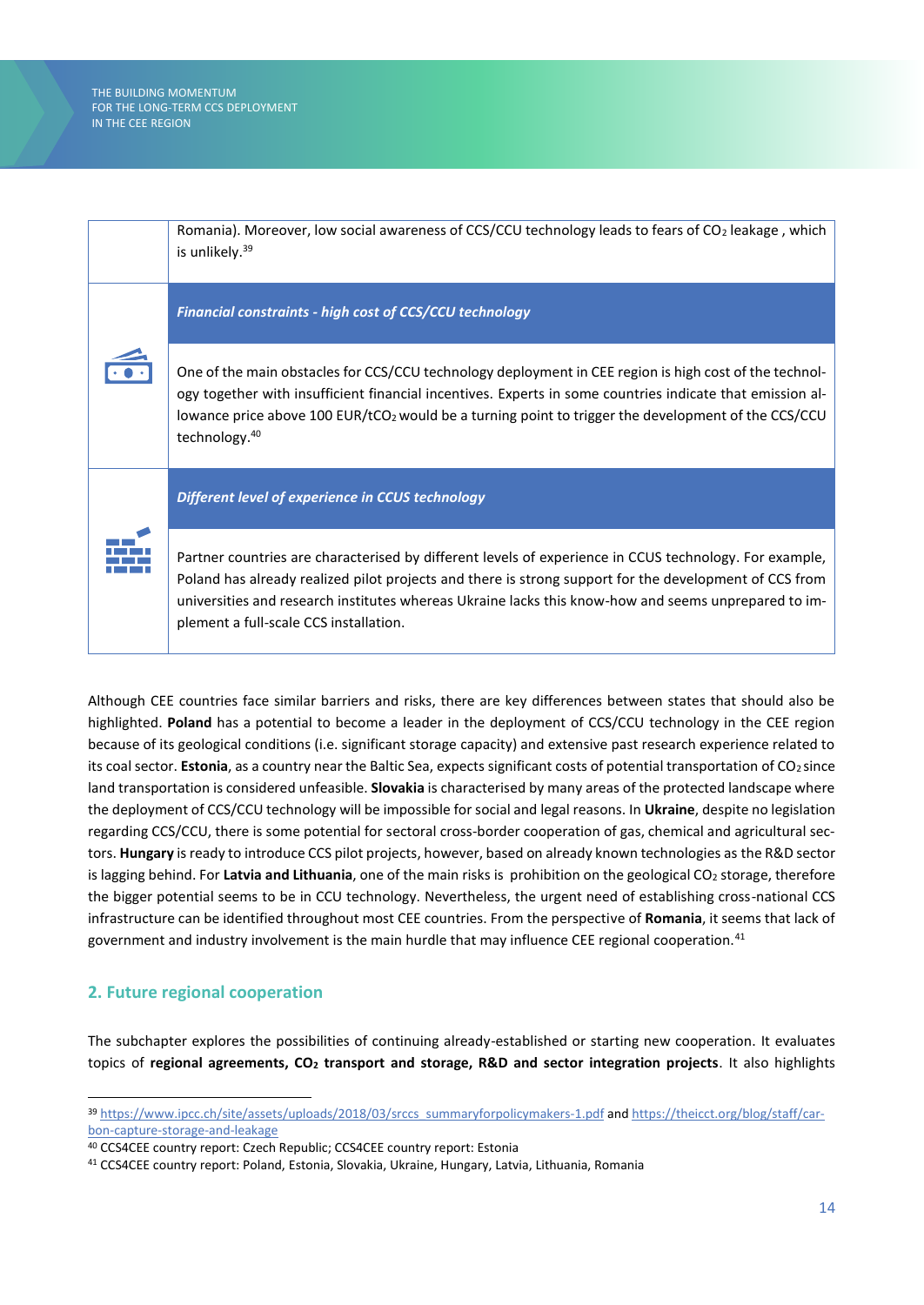| | |
|---|---|
| | Romania). Moreover, low social awareness of CCS/CCU technology leads to fears of $CO_2$ leakage , which is unlikely.[39] |
| | ***Financial constraints - high cost of CCS/CCU technology*** |
| | One of the main obstacles for CCS/CCU technology deployment in CEE region is high cost of the technology together with insufficient financial incentives. Experts in some countries indicate that emission allowance price above 100 EUR/t$CO_2$ would be a turning point to trigger the development of the CCS/CCU technology.[40] |
| | ***Different level of experience in CCUS technology*** |
| | Partner countries are characterised by different levels of experience in CCUS technology. For example, Poland has already realized pilot projects and there is strong support for the development of CCS from universities and research institutes whereas Ukraine lacks this know-how and seems unprepared to implement a full-scale CCS installation. |

Although CEE countries face similar barriers and risks, there are key differences between states that should also be highlighted. **Poland** has a potential to become a leader in the deployment of CCS/CCU technology in the CEE region because of its geological conditions (i.e. significant storage capacity) and extensive past research experience related to its coal sector. **Estonia**, as a country near the Baltic Sea, expects significant costs of potential transportation of $CO_2$ since land transportation is considered unfeasible. **Slovakia** is characterised by many areas of the protected landscape where the deployment of CCS/CCU technology will be impossible for social and legal reasons. In **Ukraine**, despite no legislation regarding CCS/CCU, there is some potential for sectoral cross-border cooperation of gas, chemical and agricultural sectors. **Hungary** is ready to introduce CCS pilot projects, however, based on already known technologies as the R&D sector is lagging behind. For **Latvia and Lithuania**, one of the main risks is prohibition on the geological $CO_2$ storage, therefore the bigger potential seems to be in CCU technology. Nevertheless, the urgent need of establishing cross-national CCS infrastructure can be identified throughout most CEE countries. From the perspective of **Romania**, it seems that lack of government and industry involvement is the main hurdle that may influence CEE regional cooperation.[41]

## 2. Future regional cooperation

The subchapter explores the possibilities of continuing already-established or starting new cooperation. It evaluates topics of **regional agreements, $CO_2$ transport and storage, R&D and sector integration projects**. It also highlights

---

[39] https://www.ipcc.ch/site/assets/uploads/2018/03/srccs_summaryforpolicymakers-1.pdf and https://theicct.org/blog/staff/carbon-capture-storage-and-leakage

[40] CCS4CEE country report: Czech Republic; CCS4CEE country report: Estonia

[41] CCS4CEE country report: Poland, Estonia, Slovakia, Ukraine, Hungary, Latvia, Lithuania, Romania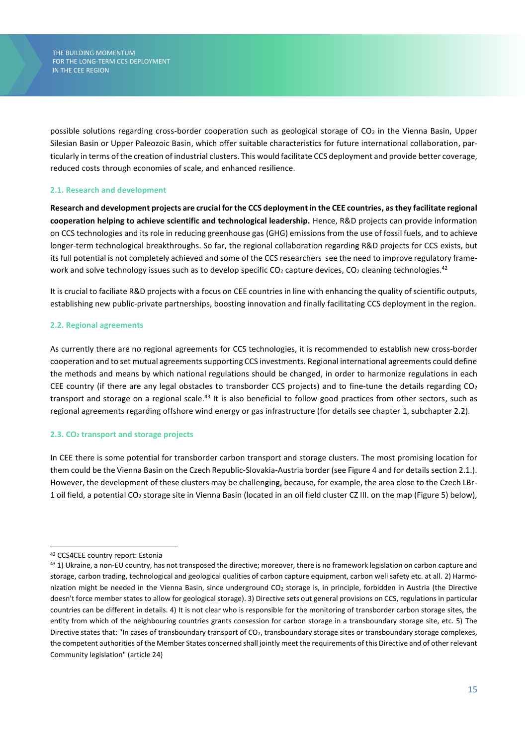possible solutions regarding cross-border cooperation such as geological storage of $CO_2$ in the Vienna Basin, Upper Silesian Basin or Upper Paleozoic Basin, which offer suitable characteristics for future international collaboration, particularly in terms of the creation of industrial clusters. This would facilitate CCS deployment and provide better coverage, reduced costs through economies of scale, and enhanced resilience.

### 2.1. Research and development

**Research and development projects are crucial for the CCS deployment in the CEE countries, as they facilitate regional cooperation helping to achieve scientific and technological leadership.** Hence, R&D projects can provide information on CCS technologies and its role in reducing greenhouse gas (GHG) emissions from the use of fossil fuels, and to achieve longer-term technological breakthroughs. So far, the regional collaboration regarding R&D projects for CCS exists, but its full potential is not completely achieved and some of the CCS researchers see the need to improve regulatory framework and solve technology issues such as to develop specific $CO_2$ capture devices, $CO_2$ cleaning technologies.[42]

It is crucial to faciliate R&D projects with a focus on CEE countries in line with enhancing the quality of scientific outputs, establishing new public-private partnerships, boosting innovation and finally facilitating CCS deployment in the region.

### 2.2. Regional agreements

As currently there are no regional agreements for CCS technologies, it is recommended to establish new cross-border cooperation and to set mutual agreements supporting CCS investments. Regional international agreements could define the methods and means by which national regulations should be changed, in order to harmonize regulations in each CEE country (if there are any legal obstacles to transborder CCS projects) and to fine-tune the details regarding $CO_2$ transport and storage on a regional scale.[43] It is also beneficial to follow good practices from other sectors, such as regional agreements regarding offshore wind energy or gas infrastructure (for details see chapter 1, subchapter 2.2).

### 2.3. $CO_2$ transport and storage projects

In CEE there is some potential for transborder carbon transport and storage clusters. The most promising location for them could be the Vienna Basin on the Czech Republic-Slovakia-Austria border (see Figure 4 and for details section 2.1.). However, the development of these clusters may be challenging, because, for example, the area close to the Czech LBr-1 oil field, a potential $CO_2$ storage site in Vienna Basin (located in an oil field cluster CZ III. on the map (Figure 5) below),

---

[42] CCS4CEE country report: Estonia

[43] 1) Ukraine, a non-EU country, has not transposed the directive; moreover, there is no framework legislation on carbon capture and storage, carbon trading, technological and geological qualities of carbon capture equipment, carbon well safety etc. at all. 2) Harmonization might be needed in the Vienna Basin, since underground $CO_2$ storage is, in principle, forbidden in Austria (the Directive doesn't force member states to allow for geological storage). 3) Directive sets out general provisions on CCS, regulations in particular countries can be different in details. 4) It is not clear who is responsible for the monitoring of transborder carbon storage sites, the entity from which of the neighbouring countries grants consession for carbon storage in a transboundary storage site, etc. 5) The Directive states that: "In cases of transboundary transport of $CO_2$, transboundary storage sites or transboundary storage complexes, the competent authorities of the Member States concerned shall jointly meet the requirements of this Directive and of other relevant Community legislation" (article 24)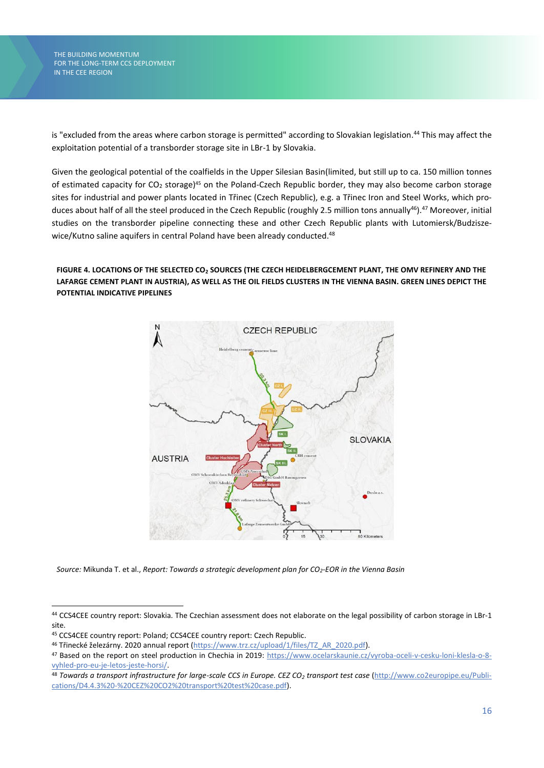is "excluded from the areas where carbon storage is permitted" according to Slovakian legislation.[44] This may affect the exploitation potential of a transborder storage site in LBr-1 by Slovakia.

Given the geological potential of the coalfields in the Upper Silesian Basin(limited, but still up to ca. 150 million tonnes of estimated capacity for $CO_2$ storage)[45] on the Poland-Czech Republic border, they may also become carbon storage sites for industrial and power plants located in Třinec (Czech Republic), e.g. a Třinec Iron and Steel Works, which produces about half of all the steel produced in the Czech Republic (roughly 2.5 million tons annually[46]).[47] Moreover, initial studies on the transborder pipeline connecting these and other Czech Republic plants with Lutomiersk/Budziszewice/Kutno saline aquifers in central Poland have been already conducted.[48]

**FIGURE 4. LOCATIONS OF THE SELECTED $CO_2$ SOURCES (THE CZECH HEIDELBERGCEMENT PLANT, THE OMV REFINERY AND THE LAFARGE CEMENT PLANT IN AUSTRIA), AS WELL AS THE OIL FIELDS CLUSTERS IN THE VIENNA BASIN. GREEN LINES DEPICT THE POTENTIAL INDICATIVE PIPELINES**

*Source:* Mikunda T. et al., *Report: Towards a strategic development plan for $CO_2$-EOR in the Vienna Basin*

---

[44] CCS4CEE country report: Slovakia. The Czechian assessment does not elaborate on the legal possibility of carbon storage in LBr-1 site.

[45] CCS4CEE country report: Poland; CCS4CEE country report: Czech Republic.

[46] Třinecké železárny. 2020 annual report (https://www.trz.cz/upload/1/files/TZ_AR_2020.pdf).

[47] Based on the report on steel production in Chechia in 2019: https://www.ocelarskaunie.cz/vyroba-oceli-v-cesku-loni-klesla-o-8-vyhled-pro-eu-je-letos-jeste-horsi/.

[48] *Towards a transport infrastructure for large-scale CCS in Europe. CEZ $CO_2$ transport test case* (http://www.co2europipe.eu/Publications/D4.4.3%20-%20CEZ%20CO2%20transport%20test%20case.pdf).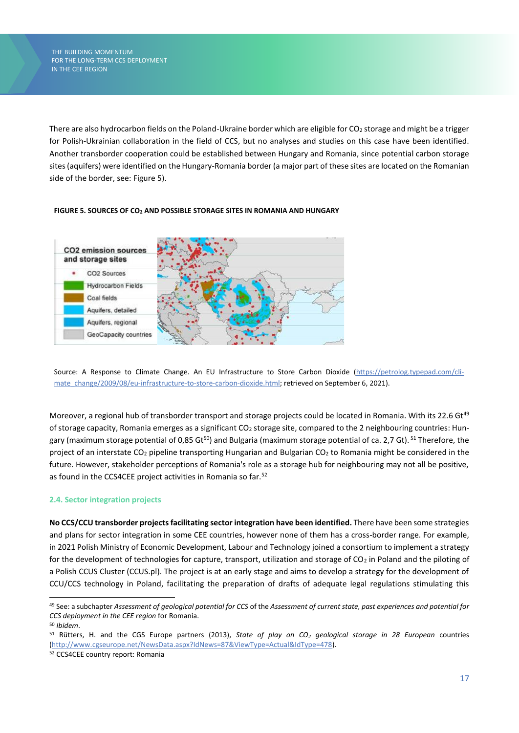There are also hydrocarbon fields on the Poland-Ukraine border which are eligible for $CO_2$ storage and might be a trigger for Polish-Ukrainian collaboration in the field of CCS, but no analyses and studies on this case have been identified. Another transborder cooperation could be established between Hungary and Romania, since potential carbon storage sites (aquifers) were identified on the Hungary-Romania border (a major part of these sites are located on the Romanian side of the border, see: Figure 5).

**FIGURE 5. SOURCES OF $CO_2$ AND POSSIBLE STORAGE SITES IN ROMANIA AND HUNGARY**

Source: A Response to Climate Change. An EU Infrastructure to Store Carbon Dioxide (https://petrolog.typepad.com/climate_change/2009/08/eu-infrastructure-to-store-carbon-dioxide.html; retrieved on September 6, 2021).

Moreover, a regional hub of transborder transport and storage projects could be located in Romania. With its 22.6 Gt[49] of storage capacity, Romania emerges as a significant $CO_2$ storage site, compared to the 2 neighbouring countries: Hungary (maximum storage potential of 0,85 Gt[50]) and Bulgaria (maximum storage potential of ca. 2,7 Gt).[51] Therefore, the project of an interstate $CO_2$ pipeline transporting Hungarian and Bulgarian $CO_2$ to Romania might be considered in the future. However, stakeholder perceptions of Romania's role as a storage hub for neighbouring may not all be positive, as found in the CCS4CEE project activities in Romania so far.[52]

### 2.4. Sector integration projects

**No CCS/CCU transborder projects facilitating sector integration have been identified.** There have been some strategies and plans for sector integration in some CEE countries, however none of them has a cross-border range. For example, in 2021 Polish Ministry of Economic Development, Labour and Technology joined a consortium to implement a strategy for the development of technologies for capture, transport, utilization and storage of $CO_2$ in Poland and the piloting of a Polish CCUS Cluster (CCUS.pl). The project is at an early stage and aims to develop a strategy for the development of CCU/CCS technology in Poland, facilitating the preparation of drafts of adequate legal regulations stimulating this

---

[49] See: a subchapter *Assessment of geological potential for CCS* of the *Assessment of current state, past experiences and potential for CCS deployment in the CEE region* for Romania.

[50] *Ibidem*.

[51] Rütters, H. and the CGS Europe partners (2013), *State of play on $CO_2$ geological storage in 28 European* countries (http://www.cgseurope.net/NewsData.aspx?IdNews=87&ViewType=Actual&IdType=478).

[52] CCS4CEE country report: Romania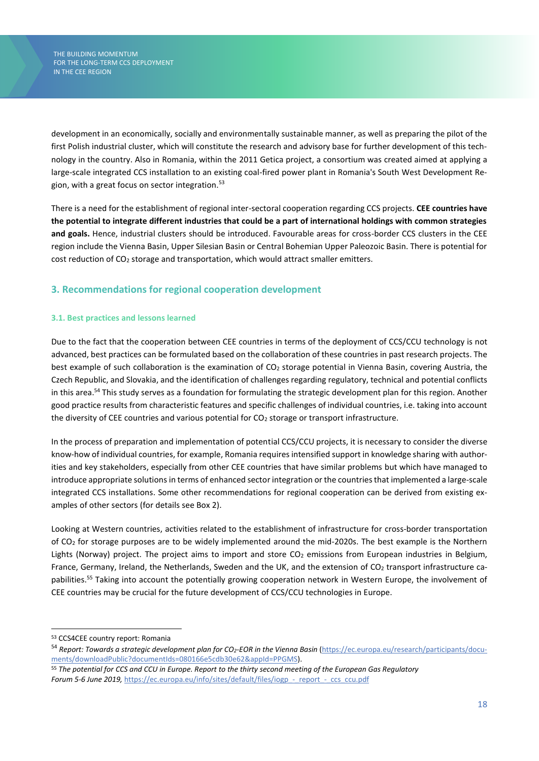development in an economically, socially and environmentally sustainable manner, as well as preparing the pilot of the first Polish industrial cluster, which will constitute the research and advisory base for further development of this technology in the country. Also in Romania, within the 2011 Getica project, a consortium was created aimed at applying a large-scale integrated CCS installation to an existing coal-fired power plant in Romania's South West Development Region, with a great focus on sector integration.[53]

There is a need for the establishment of regional inter-sectoral cooperation regarding CCS projects. **CEE countries have the potential to integrate different industries that could be a part of international holdings with common strategies and goals.** Hence, industrial clusters should be introduced. Favourable areas for cross-border CCS clusters in the CEE region include the Vienna Basin, Upper Silesian Basin or Central Bohemian Upper Paleozoic Basin. There is potential for cost reduction of $CO_2$ storage and transportation, which would attract smaller emitters.

## 3. Recommendations for regional cooperation development

### 3.1. Best practices and lessons learned

Due to the fact that the cooperation between CEE countries in terms of the deployment of CCS/CCU technology is not advanced, best practices can be formulated based on the collaboration of these countries in past research projects. The best example of such collaboration is the examination of $CO_2$ storage potential in Vienna Basin, covering Austria, the Czech Republic, and Slovakia, and the identification of challenges regarding regulatory, technical and potential conflicts in this area.[54] This study serves as a foundation for formulating the strategic development plan for this region. Another good practice results from characteristic features and specific challenges of individual countries, i.e. taking into account the diversity of CEE countries and various potential for $CO_2$ storage or transport infrastructure.

In the process of preparation and implementation of potential CCS/CCU projects, it is necessary to consider the diverse know-how of individual countries, for example, Romania requires intensified support in knowledge sharing with authorities and key stakeholders, especially from other CEE countries that have similar problems but which have managed to introduce appropriate solutions in terms of enhanced sector integration or the countries that implemented a large-scale integrated CCS installations. Some other recommendations for regional cooperation can be derived from existing examples of other sectors (for details see Box 2).

Looking at Western countries, activities related to the establishment of infrastructure for cross-border transportation of $CO_2$ for storage purposes are to be widely implemented around the mid-2020s. The best example is the Northern Lights (Norway) project. The project aims to import and store $CO_2$ emissions from European industries in Belgium, France, Germany, Ireland, the Netherlands, Sweden and the UK, and the extension of $CO_2$ transport infrastructure capabilities.[55] Taking into account the potentially growing cooperation network in Western Europe, the involvement of CEE countries may be crucial for the future development of CCS/CCU technologies in Europe.

---

[53] CCS4CEE country report: Romania

[54] *Report: Towards a strategic development plan for $CO_2$-EOR in the Vienna Basin* (https://ec.europa.eu/research/participants/documents/downloadPublic?documentIds=080166e5cdb30e62&appId=PPGMS).

[55] *The potential for CCS and CCU in Europe. Report to the thirty second meeting of the European Gas Regulatory Forum 5-6 June 2019,* https://ec.europa.eu/info/sites/default/files/iogp_-_report_-_ccs_ccu.pdf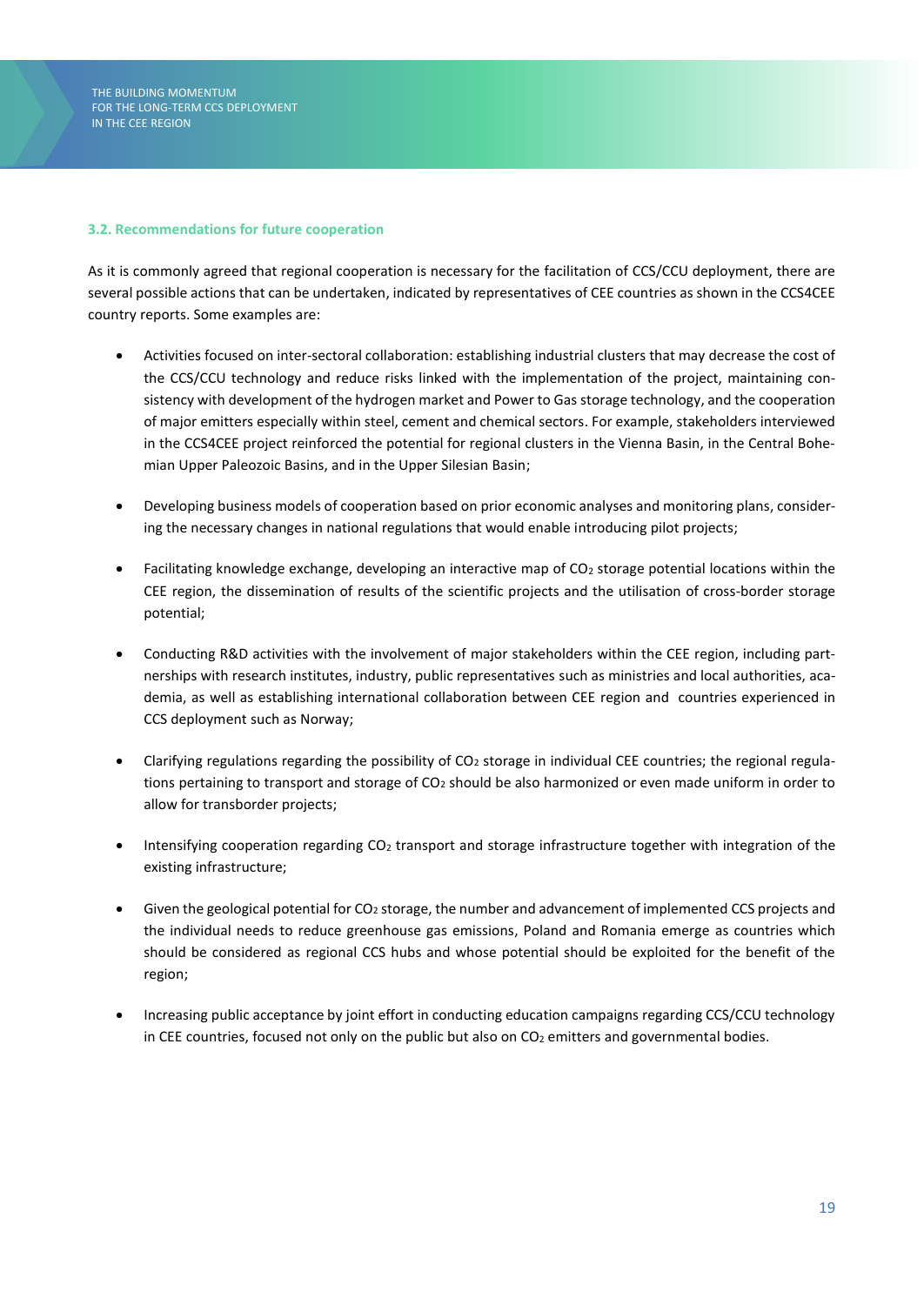### 3.2. Recommendations for future cooperation

As it is commonly agreed that regional cooperation is necessary for the facilitation of CCS/CCU deployment, there are several possible actions that can be undertaken, indicated by representatives of CEE countries as shown in the CCS4CEE country reports. Some examples are:

- Activities focused on inter-sectoral collaboration: establishing industrial clusters that may decrease the cost of the CCS/CCU technology and reduce risks linked with the implementation of the project, maintaining consistency with development of the hydrogen market and Power to Gas storage technology, and the cooperation of major emitters especially within steel, cement and chemical sectors. For example, stakeholders interviewed in the CCS4CEE project reinforced the potential for regional clusters in the Vienna Basin, in the Central Bohemian Upper Paleozoic Basins, and in the Upper Silesian Basin;

- Developing business models of cooperation based on prior economic analyses and monitoring plans, considering the necessary changes in national regulations that would enable introducing pilot projects;

- Facilitating knowledge exchange, developing an interactive map of $CO_2$ storage potential locations within the CEE region, the dissemination of results of the scientific projects and the utilisation of cross-border storage potential;

- Conducting R&D activities with the involvement of major stakeholders within the CEE region, including partnerships with research institutes, industry, public representatives such as ministries and local authorities, academia, as well as establishing international collaboration between CEE region and countries experienced in CCS deployment such as Norway;

- Clarifying regulations regarding the possibility of $CO_2$ storage in individual CEE countries; the regional regulations pertaining to transport and storage of $CO_2$ should be also harmonized or even made uniform in order to allow for transborder projects;

- Intensifying cooperation regarding $CO_2$ transport and storage infrastructure together with integration of the existing infrastructure;

- Given the geological potential for $CO_2$ storage, the number and advancement of implemented CCS projects and the individual needs to reduce greenhouse gas emissions, Poland and Romania emerge as countries which should be considered as regional CCS hubs and whose potential should be exploited for the benefit of the region;

- Increasing public acceptance by joint effort in conducting education campaigns regarding CCS/CCU technology in CEE countries, focused not only on the public but also on $CO_2$ emitters and governmental bodies.